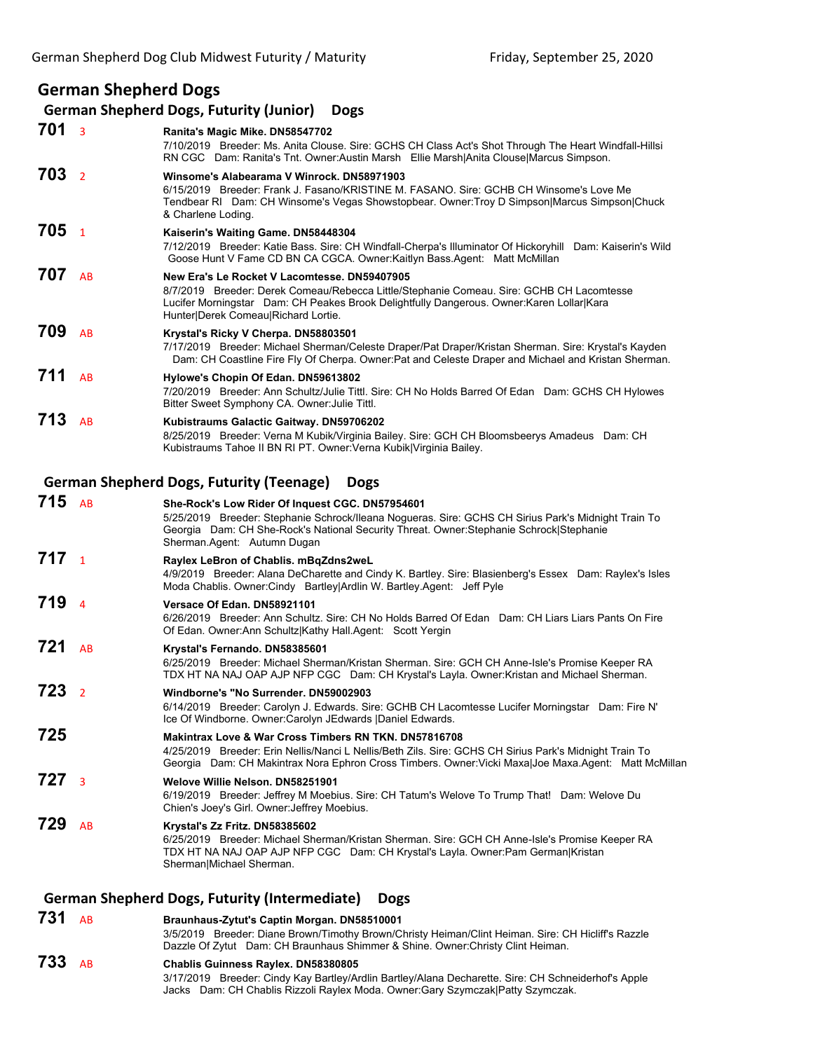# German Shepherd Dogs

## German Shepherd Dogs, Futurity (Junior) Dogs

**701** 3 **Ranita's Magic Mike. DN58547702**
7/10/2019 Breeder: Ms. Anita Clouse. Sire: GCHS CH Class Act's Shot Through The Heart Windfall-Hillsi RN CGC Dam: Ranita's Tnt. Owner:Austin Marsh Ellie Marsh|Anita Clouse|Marcus Simpson.

**703** 2 **Winsome's Alabearama V Winrock. DN58971903**
6/15/2019 Breeder: Frank J. Fasano/KRISTINE M. FASANO. Sire: GCHB CH Winsome's Love Me Tendbear RI Dam: CH Winsome's Vegas Showstopbear. Owner:Troy D Simpson|Marcus Simpson|Chuck & Charlene Loding.

**705** 1 **Kaiserin's Waiting Game. DN58448304**
7/12/2019 Breeder: Katie Bass. Sire: CH Windfall-Cherpa's Illuminator Of Hickoryhill Dam: Kaiserin's Wild Goose Hunt V Fame CD BN CA CGCA. Owner:Kaitlyn Bass.Agent: Matt McMillan

**707** AB **New Era's Le Rocket V Lacomtesse. DN59407905**
8/7/2019 Breeder: Derek Comeau/Rebecca Little/Stephanie Comeau. Sire: GCHB CH Lacomtesse Lucifer Morningstar Dam: CH Peakes Brook Delightfully Dangerous. Owner:Karen Lollar|Kara Hunter|Derek Comeau|Richard Lortie.

**709** AB **Krystal's Ricky V Cherpa. DN58803501**
7/17/2019 Breeder: Michael Sherman/Celeste Draper/Pat Draper/Kristan Sherman. Sire: Krystal's Kayden Dam: CH Coastline Fire Fly Of Cherpa. Owner:Pat and Celeste Draper and Michael and Kristan Sherman.

**711** AB **Hylowe's Chopin Of Edan. DN59613802**
7/20/2019 Breeder: Ann Schultz/Julie Tittl. Sire: CH No Holds Barred Of Edan Dam: GCHS CH Hylowes Bitter Sweet Symphony CA. Owner:Julie Tittl.

**713** AB **Kubistraums Galactic Gaitway. DN59706202**
8/25/2019 Breeder: Verna M Kubik/Virginia Bailey. Sire: GCH CH Bloomsbeerys Amadeus Dam: CH Kubistraums Tahoe II BN RI PT. Owner:Verna Kubik|Virginia Bailey.

## German Shepherd Dogs, Futurity (Teenage) Dogs

**715** AB **She-Rock's Low Rider Of Inquest CGC. DN57954601**
5/25/2019 Breeder: Stephanie Schrock/Ileana Nogueras. Sire: GCHS CH Sirius Park's Midnight Train To Georgia Dam: CH She-Rock's National Security Threat. Owner:Stephanie Schrock|Stephanie Sherman.Agent: Autumn Dugan

**717** 1 **Raylex LeBron of Chablis. mBqZdns2weL**
4/9/2019 Breeder: Alana DeCharette and Cindy K. Bartley. Sire: Blasienberg's Essex Dam: Raylex's Isles Moda Chablis. Owner:Cindy Bartley|Ardlin W. Bartley.Agent: Jeff Pyle

**719** 4 **Versace Of Edan. DN58921101**
6/26/2019 Breeder: Ann Schultz. Sire: CH No Holds Barred Of Edan Dam: CH Liars Liars Pants On Fire Of Edan. Owner:Ann Schultz|Kathy Hall.Agent: Scott Yergin

**721** AB **Krystal's Fernando. DN58385601**
6/25/2019 Breeder: Michael Sherman/Kristan Sherman. Sire: GCH CH Anne-Isle's Promise Keeper RA TDX HT NA NAJ OAP AJP NFP CGC Dam: CH Krystal's Layla. Owner:Kristan and Michael Sherman.

**723** 2 **Windborne's "No Surrender. DN59002903**
6/14/2019 Breeder: Carolyn J. Edwards. Sire: GCHB CH Lacomtesse Lucifer Morningstar Dam: Fire N' Ice Of Windborne. Owner:Carolyn JEdwards |Daniel Edwards.

**725** **Makintrax Love & War Cross Timbers RN TKN. DN57816708**
4/25/2019 Breeder: Erin Nellis/Nanci L Nellis/Beth Zils. Sire: GCHS CH Sirius Park's Midnight Train To Georgia Dam: CH Makintrax Nora Ephron Cross Timbers. Owner:Vicki Maxa|Joe Maxa.Agent: Matt McMillan

**727** 3 **Welove Willie Nelson. DN58251901**
6/19/2019 Breeder: Jeffrey M Moebius. Sire: CH Tatum's Welove To Trump That! Dam: Welove Du Chien's Joey's Girl. Owner:Jeffrey Moebius.

**729** AB **Krystal's Zz Fritz. DN58385602**
6/25/2019 Breeder: Michael Sherman/Kristan Sherman. Sire: GCH CH Anne-Isle's Promise Keeper RA TDX HT NA NAJ OAP AJP NFP CGC Dam: CH Krystal's Layla. Owner:Pam German|Kristan Sherman|Michael Sherman.

## German Shepherd Dogs, Futurity (Intermediate) Dogs

**731** AB **Braunhaus-Zytut's Captin Morgan. DN58510001**
3/5/2019 Breeder: Diane Brown/Timothy Brown/Christy Heiman/Clint Heiman. Sire: CH Hicliff's Razzle Dazzle Of Zytut Dam: CH Braunhaus Shimmer & Shine. Owner:Christy Clint Heiman.

**733** AB **Chablis Guinness Raylex. DN58380805**
3/17/2019 Breeder: Cindy Kay Bartley/Ardlin Bartley/Alana Decharette. Sire: CH Schneiderhof's Apple Jacks Dam: CH Chablis Rizzoli Raylex Moda. Owner:Gary Szymczak|Patty Szymczak.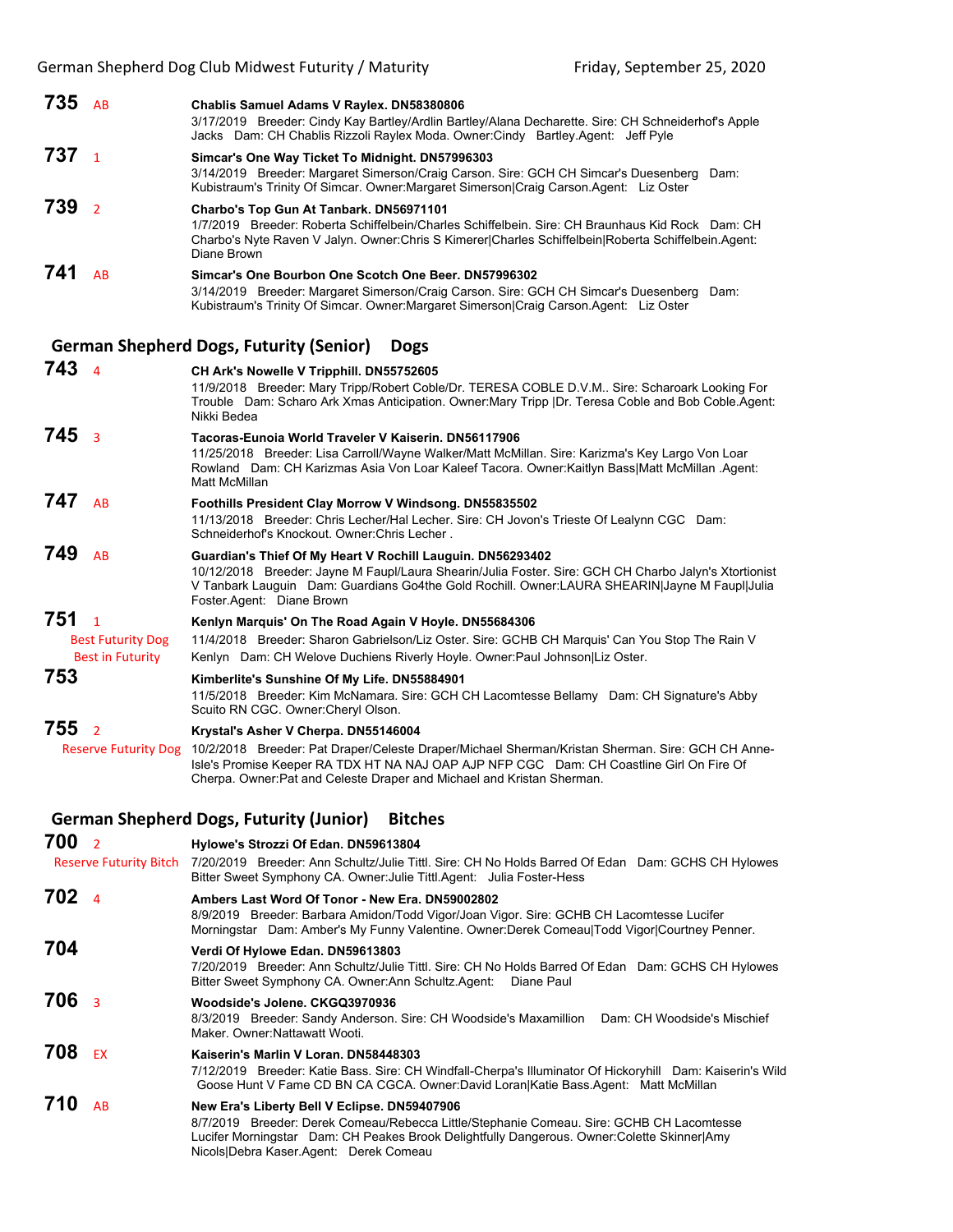**735** AB

**Chablis Samuel Adams V Raylex. DN58380806**
3/17/2019 Breeder: Cindy Kay Bartley/Ardlin Bartley/Alana Decharette. Sire: CH Schneiderhof's Apple Jacks Dam: CH Chablis Rizzoli Raylex Moda. Owner:Cindy Bartley.Agent: Jeff Pyle

**737** 1

**Simcar's One Way Ticket To Midnight. DN57996303**
3/14/2019 Breeder: Margaret Simerson/Craig Carson. Sire: GCH CH Simcar's Duesenberg Dam: Kubistraum's Trinity Of Simcar. Owner:Margaret Simerson|Craig Carson.Agent: Liz Oster

**739** 2

**Charbo's Top Gun At Tanbark. DN56971101**
1/7/2019 Breeder: Roberta Schiffelbein/Charles Schiffelbein. Sire: CH Braunhaus Kid Rock Dam: CH Charbo's Nyte Raven V Jalyn. Owner:Chris S Kimerer|Charles Schiffelbein|Roberta Schiffelbein.Agent: Diane Brown

**741** AB

**Simcar's One Bourbon One Scotch One Beer. DN57996302**
3/14/2019 Breeder: Margaret Simerson/Craig Carson. Sire: GCH CH Simcar's Duesenberg Dam: Kubistraum's Trinity Of Simcar. Owner:Margaret Simerson|Craig Carson.Agent: Liz Oster

## German Shepherd Dogs, Futurity (Senior) Dogs

**743** 4

**CH Ark's Nowelle V Tripphill. DN55752605**
11/9/2018 Breeder: Mary Tripp/Robert Coble/Dr. TERESA COBLE D.V.M.. Sire: Scharoark Looking For Trouble Dam: Scharo Ark Xmas Anticipation. Owner:Mary Tripp |Dr. Teresa Coble and Bob Coble.Agent: Nikki Bedea

**745** 3

**Tacoras-Eunoia World Traveler V Kaiserin. DN56117906**
11/25/2018 Breeder: Lisa Carroll/Wayne Walker/Matt McMillan. Sire: Karizma's Key Largo Von Loar Rowland Dam: CH Karizmas Asia Von Loar Kaleef Tacora. Owner:Kaitlyn Bass|Matt McMillan .Agent: Matt McMillan

**747** AB

**Foothills President Clay Morrow V Windsong. DN55835502**
11/13/2018 Breeder: Chris Lecher/Hal Lecher. Sire: CH Jovon's Trieste Of Lealynn CGC Dam: Schneiderhof's Knockout. Owner:Chris Lecher .

**749** AB

**Guardian's Thief Of My Heart V Rochill Lauguin. DN56293402**
10/12/2018 Breeder: Jayne M Faupl/Laura Shearin/Julia Foster. Sire: GCH CH Charbo Jalyn's Xtortionist V Tanbark Lauguin Dam: Guardians Go4the Gold Rochill. Owner:LAURA SHEARIN|Jayne M Faupl|Julia Foster.Agent: Diane Brown

**751** 1
Best Futurity Dog
Best in Futurity

**Kenlyn Marquis' On The Road Again V Hoyle. DN55684306**
11/4/2018 Breeder: Sharon Gabrielson/Liz Oster. Sire: GCHB CH Marquis' Can You Stop The Rain V Kenlyn Dam: CH Welove Duchiens Riverly Hoyle. Owner:Paul Johnson|Liz Oster.

**753**

**Kimberlite's Sunshine Of My Life. DN55884901**
11/5/2018 Breeder: Kim McNamara. Sire: GCH CH Lacomtesse Bellamy Dam: CH Signature's Abby Scuito RN CGC. Owner:Cheryl Olson.

**755** 2
Reserve Futurity Dog

**Krystal's Asher V Cherpa. DN55146004**
10/2/2018 Breeder: Pat Draper/Celeste Draper/Michael Sherman/Kristan Sherman. Sire: GCH CH Anne-Isle's Promise Keeper RA TDX HT NA NAJ OAP AJP NFP CGC Dam: CH Coastline Girl On Fire Of Cherpa. Owner:Pat and Celeste Draper and Michael and Kristan Sherman.

## German Shepherd Dogs, Futurity (Junior) Bitches

**700** 2
Reserve Futurity Bitch

**Hylowe's Strozzi Of Edan. DN59613804**
7/20/2019 Breeder: Ann Schultz/Julie Tittl. Sire: CH No Holds Barred Of Edan Dam: GCHS CH Hylowes Bitter Sweet Symphony CA. Owner:Julie Tittl.Agent: Julia Foster-Hess

**702** 4

**Ambers Last Word Of Tonor - New Era. DN59002802**
8/9/2019 Breeder: Barbara Amidon/Todd Vigor/Joan Vigor. Sire: GCHB CH Lacomtesse Lucifer Morningstar Dam: Amber's My Funny Valentine. Owner:Derek Comeau|Todd Vigor|Courtney Penner.

**704**

**Verdi Of Hylowe Edan. DN59613803**
7/20/2019 Breeder: Ann Schultz/Julie Tittl. Sire: CH No Holds Barred Of Edan Dam: GCHS CH Hylowes Bitter Sweet Symphony CA. Owner:Ann Schultz.Agent: Diane Paul

**706** 3

**Woodside's Jolene. CKGQ3970936**
8/3/2019 Breeder: Sandy Anderson. Sire: CH Woodside's Maxamillion Dam: CH Woodside's Mischief Maker. Owner:Nattawatt Wooti.

**708** EX

**Kaiserin's Marlin V Loran. DN58448303**
7/12/2019 Breeder: Katie Bass. Sire: CH Windfall-Cherpa's Illuminator Of Hickoryhill Dam: Kaiserin's Wild Goose Hunt V Fame CD BN CA CGCA. Owner:David Loran|Katie Bass.Agent: Matt McMillan

**710** AB

**New Era's Liberty Bell V Eclipse. DN59407906**
8/7/2019 Breeder: Derek Comeau/Rebecca Little/Stephanie Comeau. Sire: GCHB CH Lacomtesse Lucifer Morningstar Dam: CH Peakes Brook Delightfully Dangerous. Owner:Colette Skinner|Amy Nicols|Debra Kaser.Agent: Derek Comeau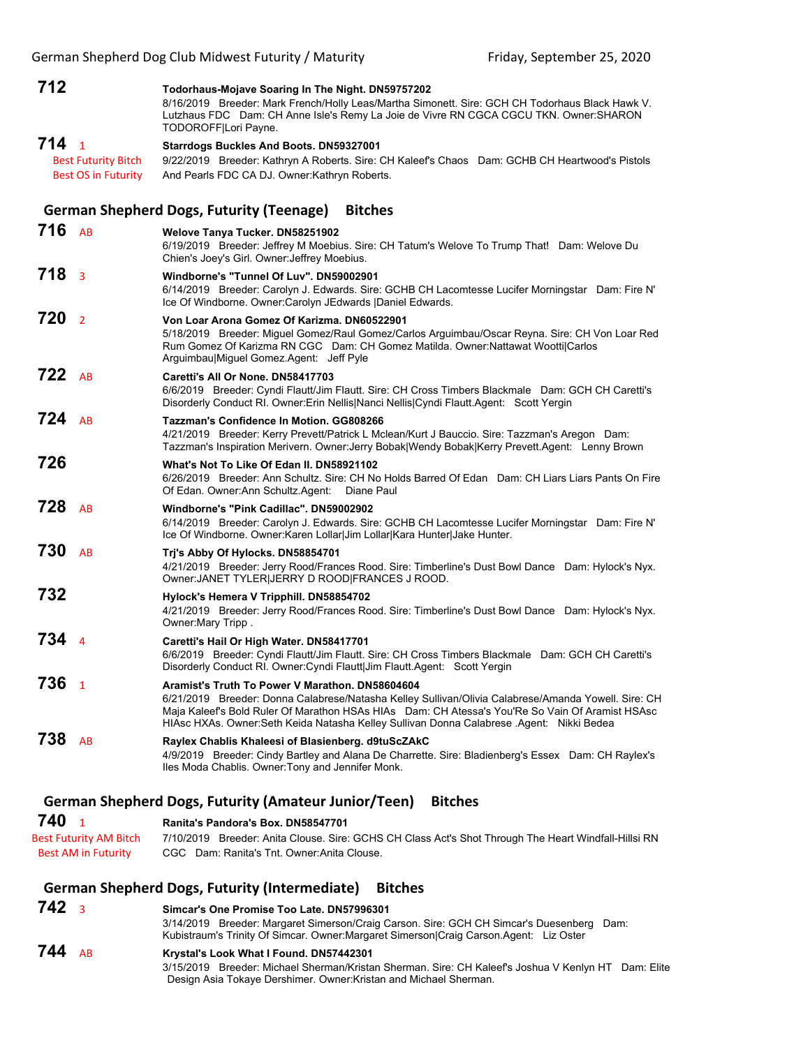**712**

**Todorhaus-Mojave Soaring In The Night. DN59757202**
8/16/2019 Breeder: Mark French/Holly Leas/Martha Simonett. Sire: GCH CH Todorhaus Black Hawk V. Lutzhaus FDC Dam: CH Anne Isle's Remy La Joie de Vivre RN CGCA CGCU TKN. Owner:SHARON TODOROFF|Lori Payne.

**714** 1
Best Futurity Bitch
Best OS in Futurity

**Starrdogs Buckles And Boots. DN59327001**
9/22/2019 Breeder: Kathryn A Roberts. Sire: CH Kaleef's Chaos Dam: GCHB CH Heartwood's Pistols And Pearls FDC CA DJ. Owner:Kathryn Roberts.

## German Shepherd Dogs, Futurity (Teenage) Bitches

**716** AB

**Welove Tanya Tucker. DN58251902**
6/19/2019 Breeder: Jeffrey M Moebius. Sire: CH Tatum's Welove To Trump That! Dam: Welove Du Chien's Joey's Girl. Owner:Jeffrey Moebius.

**718** 3

**Windborne's "Tunnel Of Luv". DN59002901**
6/14/2019 Breeder: Carolyn J. Edwards. Sire: GCHB CH Lacomtesse Lucifer Morningstar Dam: Fire N' Ice Of Windborne. Owner:Carolyn JEdwards |Daniel Edwards.

**720** 2

**Von Loar Arona Gomez Of Karizma. DN60522901**
5/18/2019 Breeder: Miguel Gomez/Raul Gomez/Carlos Arguimbau/Oscar Reyna. Sire: CH Von Loar Red Rum Gomez Of Karizma RN CGC Dam: CH Gomez Matilda. Owner:Nattawat Wootti|Carlos Arguimbau|Miguel Gomez.Agent: Jeff Pyle

**722** AB

**Caretti's All Or None. DN58417703**
6/6/2019 Breeder: Cyndi Flautt/Jim Flautt. Sire: CH Cross Timbers Blackmale Dam: GCH CH Caretti's Disorderly Conduct RI. Owner:Erin Nellis|Nanci Nellis|Cyndi Flautt.Agent: Scott Yergin

**724** AB

**Tazzman's Confidence In Motion. GG808266**
4/21/2019 Breeder: Kerry Prevett/Patrick L Mclean/Kurt J Bauccio. Sire: Tazzman's Aregon Dam: Tazzman's Inspiration Merivern. Owner:Jerry Bobak|Wendy Bobak|Kerry Prevett.Agent: Lenny Brown

**726**

**What's Not To Like Of Edan II. DN58921102**
6/26/2019 Breeder: Ann Schultz. Sire: CH No Holds Barred Of Edan Dam: CH Liars Liars Pants On Fire Of Edan. Owner:Ann Schultz.Agent: Diane Paul

**728** AB

**Windborne's "Pink Cadillac". DN59002902**
6/14/2019 Breeder: Carolyn J. Edwards. Sire: GCHB CH Lacomtesse Lucifer Morningstar Dam: Fire N' Ice Of Windborne. Owner:Karen Lollar|Jim Lollar|Kara Hunter|Jake Hunter.

**730** AB

**Trj's Abby Of Hylocks. DN58854701**
4/21/2019 Breeder: Jerry Rood/Frances Rood. Sire: Timberline's Dust Bowl Dance Dam: Hylock's Nyx. Owner:JANET TYLER|JERRY D ROOD|FRANCES J ROOD.

**732**

**Hylock's Hemera V Tripphill. DN58854702**
4/21/2019 Breeder: Jerry Rood/Frances Rood. Sire: Timberline's Dust Bowl Dance Dam: Hylock's Nyx. Owner:Mary Tripp .

**734** 4

**Caretti's Hail Or High Water. DN58417701**
6/6/2019 Breeder: Cyndi Flautt/Jim Flautt. Sire: CH Cross Timbers Blackmale Dam: GCH CH Caretti's Disorderly Conduct RI. Owner:Cyndi Flautt|Jim Flautt.Agent: Scott Yergin

**736** 1

**Aramist's Truth To Power V Marathon. DN58604604**
6/21/2019 Breeder: Donna Calabrese/Natasha Kelley Sullivan/Olivia Calabrese/Amanda Yowell. Sire: CH Maja Kaleef's Bold Ruler Of Marathon HSAs HIAs Dam: CH Atessa's You'Re So Vain Of Aramist HSAsc HIAsc HXAs. Owner:Seth Keida Natasha Kelley Sullivan Donna Calabrese .Agent: Nikki Bedea

**738** AB

**Raylex Chablis Khaleesi of Blasienberg. d9tuScZAkC**
4/9/2019 Breeder: Cindy Bartley and Alana De Charrette. Sire: Bladienberg's Essex Dam: CH Raylex's Iles Moda Chablis. Owner:Tony and Jennifer Monk.

## German Shepherd Dogs, Futurity (Amateur Junior/Teen) Bitches

**740** 1
Best Futurity AM Bitch
Best AM in Futurity

**Ranita's Pandora's Box. DN58547701**
7/10/2019 Breeder: Anita Clouse. Sire: GCHS CH Class Act's Shot Through The Heart Windfall-Hillsi RN CGC Dam: Ranita's Tnt. Owner:Anita Clouse.

## German Shepherd Dogs, Futurity (Intermediate) Bitches

**742** 3

**Simcar's One Promise Too Late. DN57996301**
3/14/2019 Breeder: Margaret Simerson/Craig Carson. Sire: GCH CH Simcar's Duesenberg Dam: Kubistraum's Trinity Of Simcar. Owner:Margaret Simerson|Craig Carson.Agent: Liz Oster

**744** AB

**Krystal's Look What I Found. DN57442301**
3/15/2019 Breeder: Michael Sherman/Kristan Sherman. Sire: CH Kaleef's Joshua V Kenlyn HT Dam: Elite Design Asia Tokaye Dershimer. Owner:Kristan and Michael Sherman.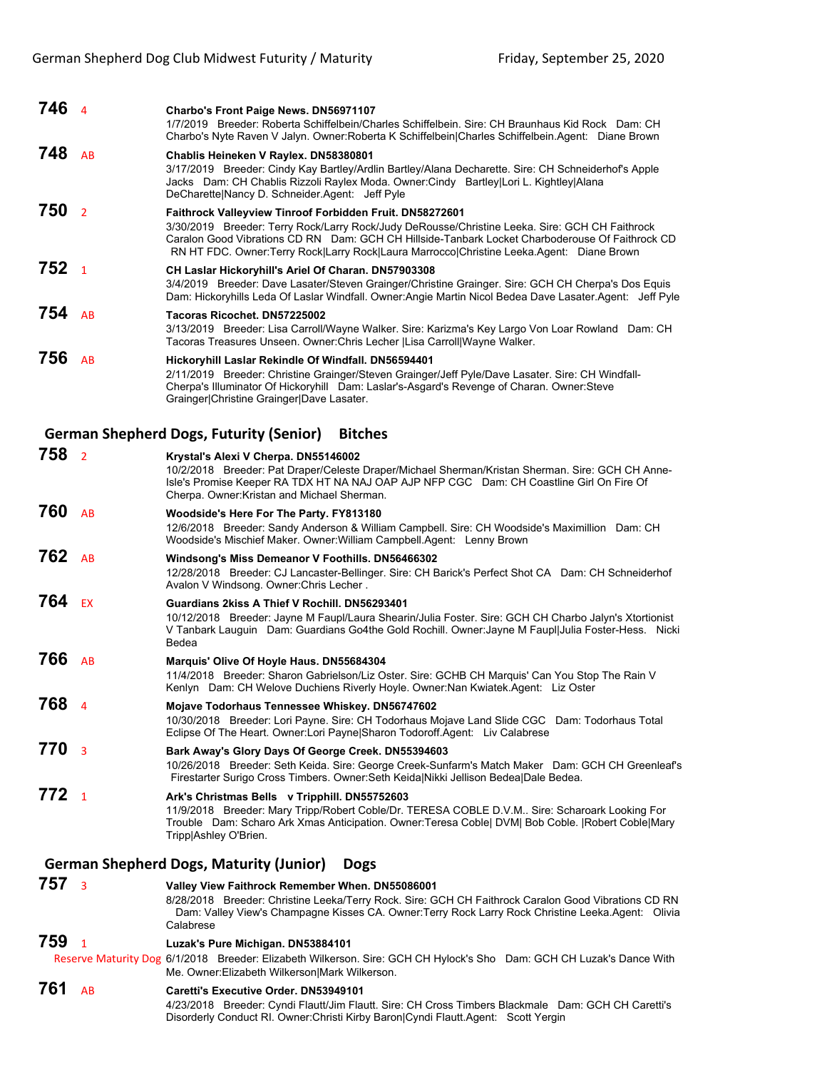**746** 4

**Charbo's Front Paige News. DN56971107**
1/7/2019 Breeder: Roberta Schiffelbein/Charles Schiffelbein. Sire: CH Braunhaus Kid Rock Dam: CH Charbo's Nyte Raven V Jalyn. Owner:Roberta K Schiffelbein|Charles Schiffelbein.Agent: Diane Brown

**748** AB

**Chablis Heineken V Raylex. DN58380801**
3/17/2019 Breeder: Cindy Kay Bartley/Ardlin Bartley/Alana Decharette. Sire: CH Schneiderhof's Apple Jacks Dam: CH Chablis Rizzoli Raylex Moda. Owner:Cindy Bartley|Lori L. Kightley|Alana DeCharette|Nancy D. Schneider.Agent: Jeff Pyle

**750** 2

**Faithrock Valleyview Tinroof Forbidden Fruit. DN58272601**
3/30/2019 Breeder: Terry Rock/Larry Rock/Judy DeRousse/Christine Leeka. Sire: GCH CH Faithrock Caralon Good Vibrations CD RN Dam: GCH CH Hillside-Tanbark Locket Charboderouse Of Faithrock CD RN HT FDC. Owner:Terry Rock|Larry Rock|Laura Marrocco|Christine Leeka.Agent: Diane Brown

**752** 1

**CH Laslar Hickoryhill's Ariel Of Charan. DN57903308**
3/4/2019 Breeder: Dave Lasater/Steven Grainger/Christine Grainger. Sire: GCH CH Cherpa's Dos Equis Dam: Hickoryhills Leda Of Laslar Windfall. Owner:Angie Martin Nicol Bedea Dave Lasater.Agent: Jeff Pyle

**754** AB

**Tacoras Ricochet. DN57225002**
3/13/2019 Breeder: Lisa Carroll/Wayne Walker. Sire: Karizma's Key Largo Von Loar Rowland Dam: CH Tacoras Treasures Unseen. Owner:Chris Lecher |Lisa Carroll|Wayne Walker.

**756** AB

**Hickoryhill Laslar Rekindle Of Windfall. DN56594401**
2/11/2019 Breeder: Christine Grainger/Steven Grainger/Jeff Pyle/Dave Lasater. Sire: CH Windfall-Cherpa's Illuminator Of Hickoryhill Dam: Laslar's-Asgard's Revenge of Charan. Owner:Steve Grainger|Christine Grainger|Dave Lasater.

## German Shepherd Dogs, Futurity (Senior) Bitches

**758** 2

**Krystal's Alexi V Cherpa. DN55146002**
10/2/2018 Breeder: Pat Draper/Celeste Draper/Michael Sherman/Kristan Sherman. Sire: GCH CH Anne-Isle's Promise Keeper RA TDX HT NA NAJ OAP AJP NFP CGC Dam: CH Coastline Girl On Fire Of Cherpa. Owner:Kristan and Michael Sherman.

**760** AB

**Woodside's Here For The Party. FY813180**
12/6/2018 Breeder: Sandy Anderson & William Campbell. Sire: CH Woodside's Maximillion Dam: CH Woodside's Mischief Maker. Owner:William Campbell.Agent: Lenny Brown

**762** AB

**Windsong's Miss Demeanor V Foothills. DN56466302**
12/28/2018 Breeder: CJ Lancaster-Bellinger. Sire: CH Barick's Perfect Shot CA Dam: CH Schneiderhof Avalon V Windsong. Owner:Chris Lecher .

**764** EX

**Guardians 2kiss A Thief V Rochill. DN56293401**
10/12/2018 Breeder: Jayne M Faupl/Laura Shearin/Julia Foster. Sire: GCH CH Charbo Jalyn's Xtortionist V Tanbark Lauguin Dam: Guardians Go4the Gold Rochill. Owner:Jayne M Faupl|Julia Foster-Hess. Nicki Bedea

**766** AB

**Marquis' Olive Of Hoyle Haus. DN55684304**
11/4/2018 Breeder: Sharon Gabrielson/Liz Oster. Sire: GCHB CH Marquis' Can You Stop The Rain V Kenlyn Dam: CH Welove Duchiens Riverly Hoyle. Owner:Nan Kwiatek.Agent: Liz Oster

**768** 4

**Mojave Todorhaus Tennessee Whiskey. DN56747602**
10/30/2018 Breeder: Lori Payne. Sire: CH Todorhaus Mojave Land Slide CGC Dam: Todorhaus Total Eclipse Of The Heart. Owner:Lori Payne|Sharon Todoroff.Agent: Liv Calabrese

**770** 3

**Bark Away's Glory Days Of George Creek. DN55394603**
10/26/2018 Breeder: Seth Keida. Sire: George Creek-Sunfarm's Match Maker Dam: GCH CH Greenleaf's Firestarter Surigo Cross Timbers. Owner:Seth Keida|Nikki Jellison Bedea|Dale Bedea.

**772** 1

**Ark's Christmas Bells v Tripphill. DN55752603**
11/9/2018 Breeder: Mary Tripp/Robert Coble/Dr. TERESA COBLE D.V.M.. Sire: Scharoark Looking For Trouble Dam: Scharo Ark Xmas Anticipation. Owner:Teresa Coble| DVM| Bob Coble. |Robert Coble|Mary Tripp|Ashley O'Brien.

## German Shepherd Dogs, Maturity (Junior) Dogs

**757** 3

**Valley View Faithrock Remember When. DN55086001**
8/28/2018 Breeder: Christine Leeka/Terry Rock. Sire: GCH CH Faithrock Caralon Good Vibrations CD RN Dam: Valley View's Champagne Kisses CA. Owner:Terry Rock Larry Rock Christine Leeka.Agent: Olivia Calabrese

**759** 1
Reserve Maturity Dog

**Luzak's Pure Michigan. DN53884101**
6/1/2018 Breeder: Elizabeth Wilkerson. Sire: GCH CH Hylock's Sho Dam: GCH CH Luzak's Dance With Me. Owner:Elizabeth Wilkerson|Mark Wilkerson.

**761** AB

**Caretti's Executive Order. DN53949101**
4/23/2018 Breeder: Cyndi Flautt/Jim Flautt. Sire: CH Cross Timbers Blackmale Dam: GCH CH Caretti's Disorderly Conduct RI. Owner:Christi Kirby Baron|Cyndi Flautt.Agent: Scott Yergin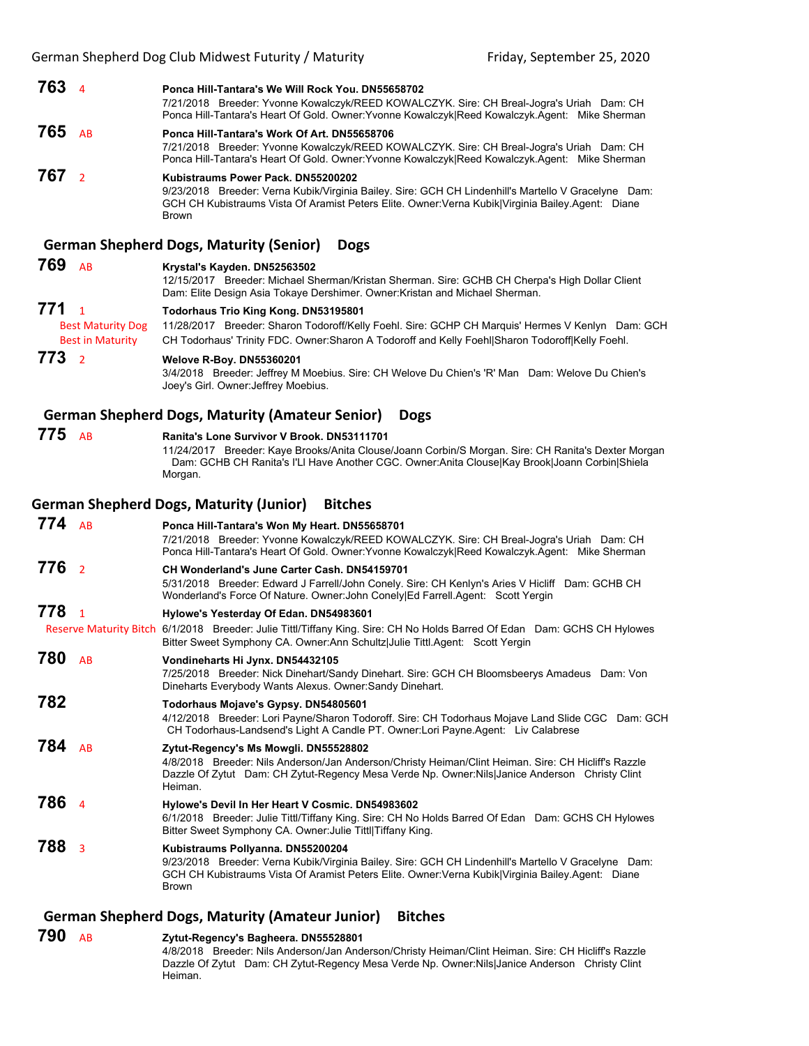**763** 4 **Ponca Hill-Tantara's We Will Rock You. DN55658702**
7/21/2018 Breeder: Yvonne Kowalczyk/REED KOWALCZYK. Sire: CH Breal-Jogra's Uriah Dam: CH Ponca Hill-Tantara's Heart Of Gold. Owner:Yvonne Kowalczyk|Reed Kowalczyk.Agent: Mike Sherman

**765** AB **Ponca Hill-Tantara's Work Of Art. DN55658706**
7/21/2018 Breeder: Yvonne Kowalczyk/REED KOWALCZYK. Sire: CH Breal-Jogra's Uriah Dam: CH Ponca Hill-Tantara's Heart Of Gold. Owner:Yvonne Kowalczyk|Reed Kowalczyk.Agent: Mike Sherman

**767** 2 **Kubistraums Power Pack. DN55200202**
9/23/2018 Breeder: Verna Kubik/Virginia Bailey. Sire: GCH CH Lindenhill's Martello V Gracelyne Dam: GCH CH Kubistraums Vista Of Aramist Peters Elite. Owner:Verna Kubik|Virginia Bailey.Agent: Diane Brown

## German Shepherd Dogs, Maturity (Senior) Dogs

**769** AB **Krystal's Kayden. DN52563502**
12/15/2017 Breeder: Michael Sherman/Kristan Sherman. Sire: GCHB CH Cherpa's High Dollar Client Dam: Elite Design Asia Tokaye Dershimer. Owner:Kristan and Michael Sherman.

**771** 1 Best Maturity Dog Best in Maturity **Todorhaus Trio King Kong. DN53195801**
11/28/2017 Breeder: Sharon Todoroff/Kelly Foehl. Sire: GCHP CH Marquis' Hermes V Kenlyn Dam: GCH CH Todorhaus' Trinity FDC. Owner:Sharon A Todoroff and Kelly Foehl|Sharon Todoroff|Kelly Foehl.

**773** 2 **Welove R-Boy. DN55360201**
3/4/2018 Breeder: Jeffrey M Moebius. Sire: CH Welove Du Chien's 'R' Man Dam: Welove Du Chien's Joey's Girl. Owner:Jeffrey Moebius.

## German Shepherd Dogs, Maturity (Amateur Senior) Dogs

**775** AB **Ranita's Lone Survivor V Brook. DN53111701**
11/24/2017 Breeder: Kaye Brooks/Anita Clouse/Joann Corbin/S Morgan. Sire: CH Ranita's Dexter Morgan Dam: GCHB CH Ranita's I'Ll Have Another CGC. Owner:Anita Clouse|Kay Brook|Joann Corbin|Shiela Morgan.

## German Shepherd Dogs, Maturity (Junior) Bitches

**774** AB **Ponca Hill-Tantara's Won My Heart. DN55658701**
7/21/2018 Breeder: Yvonne Kowalczyk/REED KOWALCZYK. Sire: CH Breal-Jogra's Uriah Dam: CH Ponca Hill-Tantara's Heart Of Gold. Owner:Yvonne Kowalczyk|Reed Kowalczyk.Agent: Mike Sherman

**776** 2 **CH Wonderland's June Carter Cash. DN54159701**
5/31/2018 Breeder: Edward J Farrell/John Conely. Sire: CH Kenlyn's Aries V Hicliff Dam: GCHB CH Wonderland's Force Of Nature. Owner:John Conely|Ed Farrell.Agent: Scott Yergin

**778** 1 Reserve Maturity Bitch **Hylowe's Yesterday Of Edan. DN54983601**
6/1/2018 Breeder: Julie Tittl/Tiffany King. Sire: CH No Holds Barred Of Edan Dam: GCHS CH Hylowes Bitter Sweet Symphony CA. Owner:Ann Schultz|Julie Tittl.Agent: Scott Yergin

**780** AB **Vondineharts Hi Jynx. DN54432105**
7/25/2018 Breeder: Nick Dinehart/Sandy Dinehart. Sire: GCH CH Bloomsbeerys Amadeus Dam: Von Dineharts Everybody Wants Alexus. Owner:Sandy Dinehart.

**782** **Todorhaus Mojave's Gypsy. DN54805601**
4/12/2018 Breeder: Lori Payne/Sharon Todoroff. Sire: CH Todorhaus Mojave Land Slide CGC Dam: GCH CH Todorhaus-Landsend's Light A Candle PT. Owner:Lori Payne.Agent: Liv Calabrese

**784** AB **Zytut-Regency's Ms Mowgli. DN55528802**
4/8/2018 Breeder: Nils Anderson/Jan Anderson/Christy Heiman/Clint Heiman. Sire: CH Hicliff's Razzle Dazzle Of Zytut Dam: CH Zytut-Regency Mesa Verde Np. Owner:Nils|Janice Anderson Christy Clint Heiman.

**786** 4 **Hylowe's Devil In Her Heart V Cosmic. DN54983602**
6/1/2018 Breeder: Julie Tittl/Tiffany King. Sire: CH No Holds Barred Of Edan Dam: GCHS CH Hylowes Bitter Sweet Symphony CA. Owner:Julie Tittl|Tiffany King.

**788** 3 **Kubistraums Pollyanna. DN55200204**
9/23/2018 Breeder: Verna Kubik/Virginia Bailey. Sire: GCH CH Lindenhill's Martello V Gracelyne Dam: GCH CH Kubistraums Vista Of Aramist Peters Elite. Owner:Verna Kubik|Virginia Bailey.Agent: Diane Brown

## German Shepherd Dogs, Maturity (Amateur Junior) Bitches

**790** AB **Zytut-Regency's Bagheera. DN55528801**
4/8/2018 Breeder: Nils Anderson/Jan Anderson/Christy Heiman/Clint Heiman. Sire: CH Hicliff's Razzle Dazzle Of Zytut Dam: CH Zytut-Regency Mesa Verde Np. Owner:Nils|Janice Anderson Christy Clint Heiman.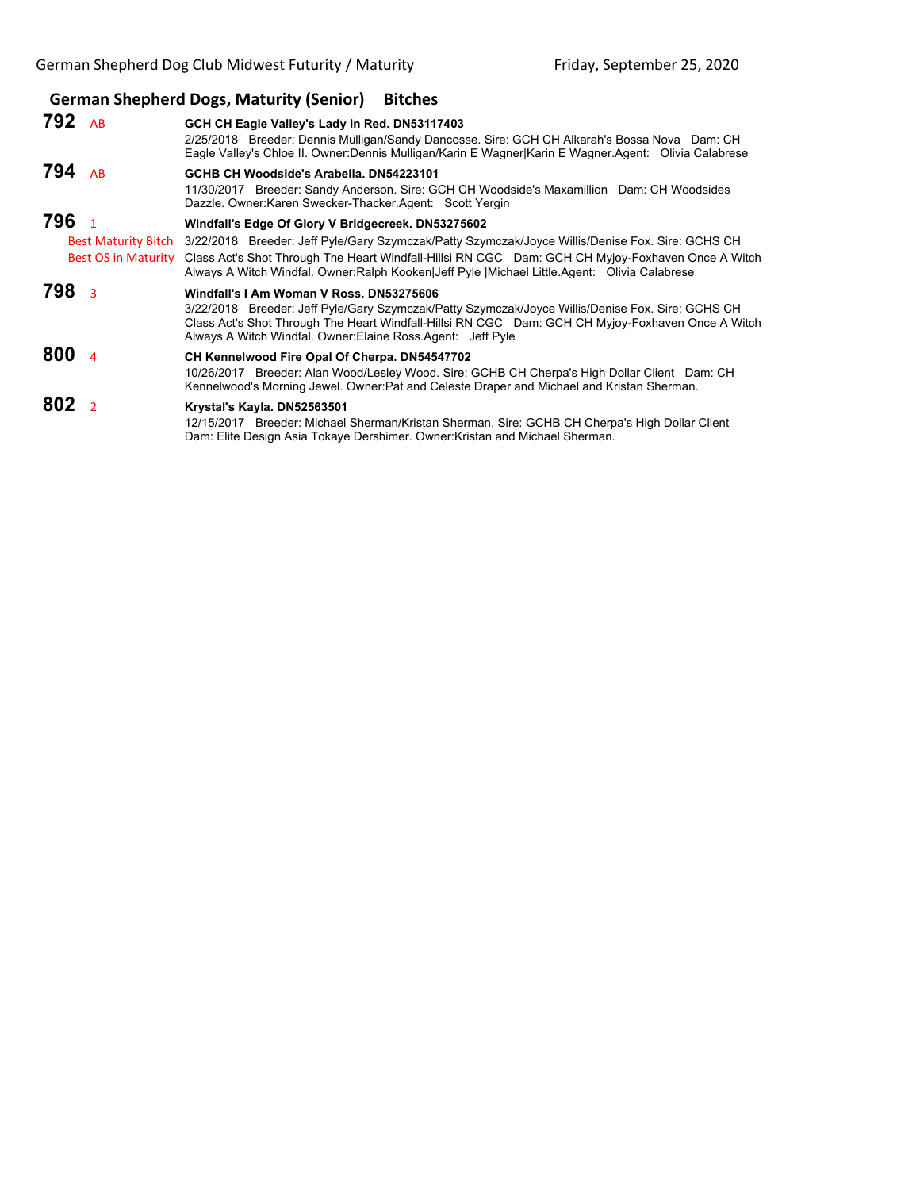## German Shepherd Dogs, Maturity (Senior) Bitches

**792** AB

**GCH CH Eagle Valley's Lady In Red. DN53117403**
2/25/2018 Breeder: Dennis Mulligan/Sandy Dancosse. Sire: GCH CH Alkarah's Bossa Nova Dam: CH Eagle Valley's Chloe II. Owner:Dennis Mulligan/Karin E Wagner|Karin E Wagner.Agent: Olivia Calabrese

**794** AB

**GCHB CH Woodside's Arabella. DN54223101**
11/30/2017 Breeder: Sandy Anderson. Sire: GCH CH Woodside's Maxamillion Dam: CH Woodsides Dazzle. Owner:Karen Swecker-Thacker.Agent: Scott Yergin

**796** 1
Best Maturity Bitch
Best OS in Maturity

**Windfall's Edge Of Glory V Bridgecreek. DN53275602**
3/22/2018 Breeder: Jeff Pyle/Gary Szymczak/Patty Szymczak/Joyce Willis/Denise Fox. Sire: GCHS CH Class Act's Shot Through The Heart Windfall-Hillsi RN CGC Dam: GCH CH Myjoy-Foxhaven Once A Witch Always A Witch Windfal. Owner:Ralph Kooken|Jeff Pyle |Michael Little.Agent: Olivia Calabrese

**798** 3

**Windfall's I Am Woman V Ross. DN53275606**
3/22/2018 Breeder: Jeff Pyle/Gary Szymczak/Patty Szymczak/Joyce Willis/Denise Fox. Sire: GCHS CH Class Act's Shot Through The Heart Windfall-Hillsi RN CGC Dam: GCH CH Myjoy-Foxhaven Once A Witch Always A Witch Windfal. Owner:Elaine Ross.Agent: Jeff Pyle

**800** 4

**CH Kennelwood Fire Opal Of Cherpa. DN54547702**
10/26/2017 Breeder: Alan Wood/Lesley Wood. Sire: GCHB CH Cherpa's High Dollar Client Dam: CH Kennelwood's Morning Jewel. Owner:Pat and Celeste Draper and Michael and Kristan Sherman.

**802** 2

**Krystal's Kayla. DN52563501**
12/15/2017 Breeder: Michael Sherman/Kristan Sherman. Sire: GCHB CH Cherpa's High Dollar Client Dam: Elite Design Asia Tokaye Dershimer. Owner:Kristan and Michael Sherman.